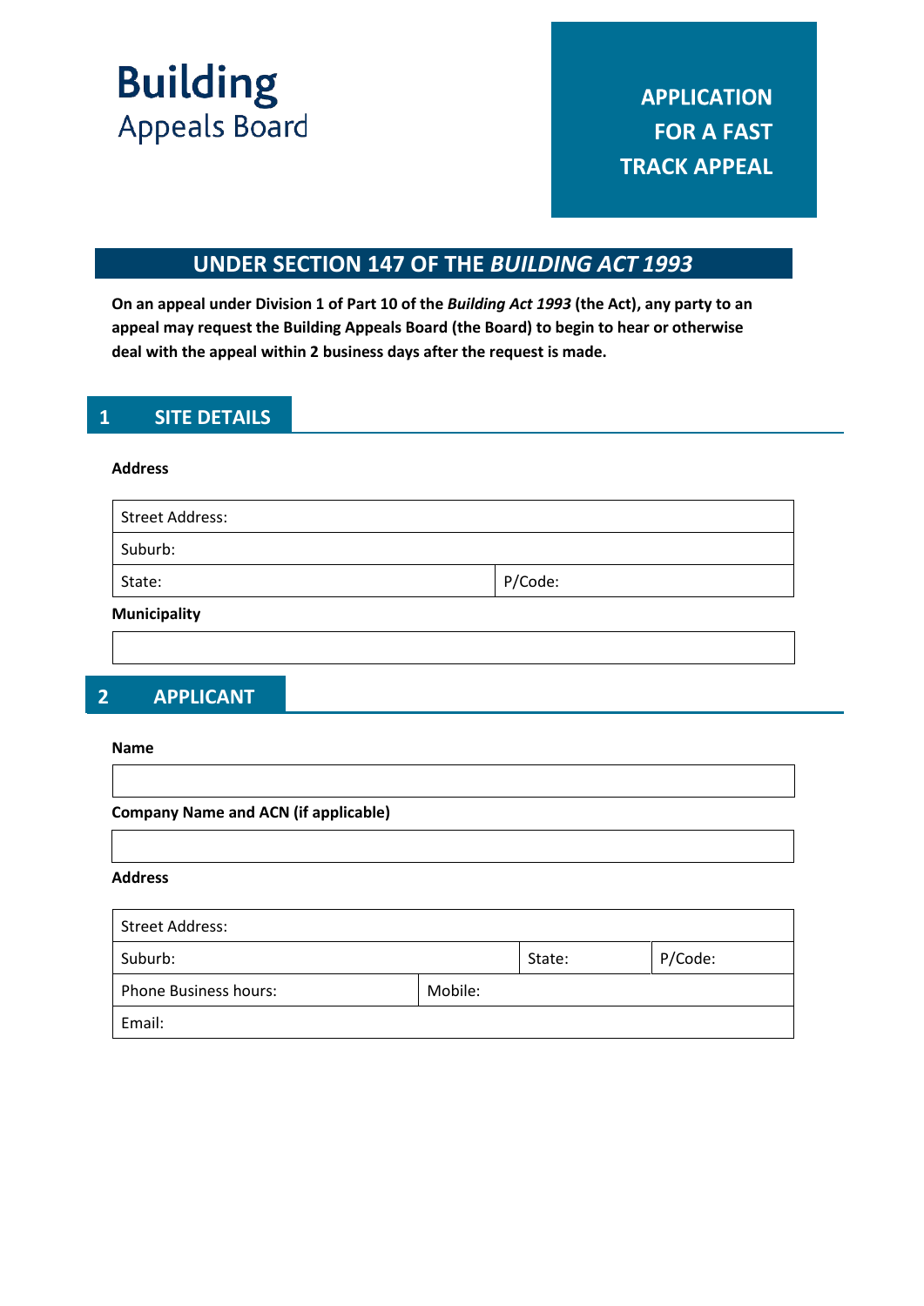**Building**
Appeals Board

# APPLICATION FOR A FAST TRACK APPEAL

## UNDER SECTION 147 OF THE *BUILDING ACT 1993*

**On an appeal under Division 1 of Part 10 of the *Building Act 1993* (the Act), any party to an appeal may request the Building Appeals Board (the Board) to begin to hear or otherwise deal with the appeal within 2 business days after the request is made.**

## 1 SITE DETAILS

**Address**

| Street Address: | |
|---|---|
| Suburb: | |
| State: | P/Code: |

**Municipality**

| |
|---|
| |

## 2 APPLICANT

**Name**

| |
|---|
| |

**Company Name and ACN (if applicable)**

| |
|---|
| |

**Address**

| Street Address: | | | |
|---|---|---|---|
| Suburb: | | State: | P/Code: |
| Phone Business hours: | Mobile: | | |
| Email: | | | |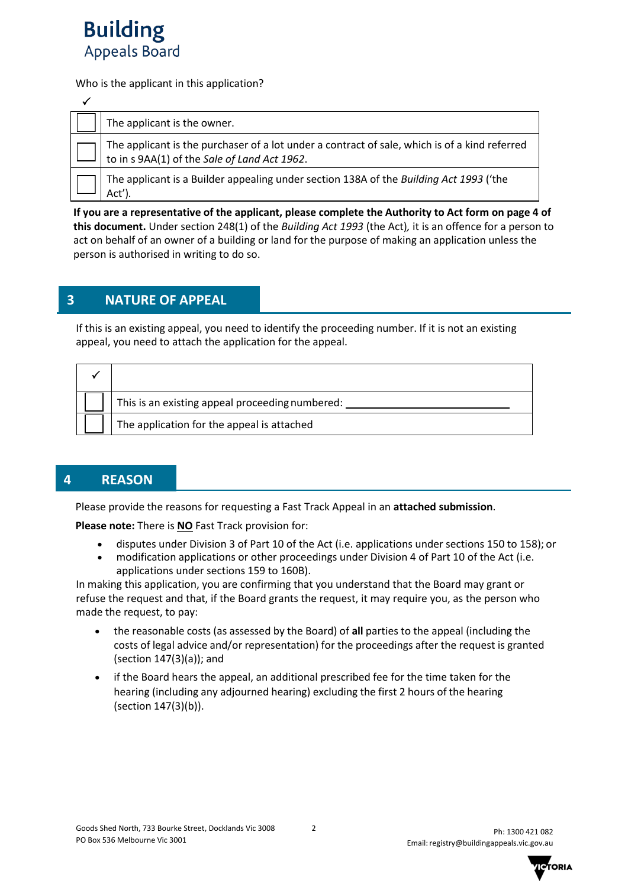**Building** Appeals Board

Who is the applicant in this application?

| ✓ | |
|---|---|
| ☐ | The applicant is the owner. |
| ☐ | The applicant is the purchaser of a lot under a contract of sale, which is of a kind referred to in s 9AA(1) of the *Sale of Land Act 1962*. |
| ☐ | The applicant is a Builder appealing under section 138A of the *Building Act 1993* ('the Act'). |

**If you are a representative of the applicant, please complete the Authority to Act form on page 4 of this document.** Under section 248(1) of the *Building Act 1993* (the Act), it is an offence for a person to act on behalf of an owner of a building or land for the purpose of making an application unless the person is authorised in writing to do so.

## 3 NATURE OF APPEAL

If this is an existing appeal, you need to identify the proceeding number. If it is not an existing appeal, you need to attach the application for the appeal.

| ✓ | |
|---|---|
| ☐ | This is an existing appeal proceeding numbered: ______________________________ |
| ☐ | The application for the appeal is attached |

## 4 REASON

Please provide the reasons for requesting a Fast Track Appeal in an **attached submission**.

**Please note:** There is **NO** Fast Track provision for:

- disputes under Division 3 of Part 10 of the Act (i.e. applications under sections 150 to 158); or
- modification applications or other proceedings under Division 4 of Part 10 of the Act (i.e. applications under sections 159 to 160B).

In making this application, you are confirming that you understand that the Board may grant or refuse the request and that, if the Board grants the request, it may require you, as the person who made the request, to pay:

- the reasonable costs (as assessed by the Board) of **all** parties to the appeal (including the costs of legal advice and/or representation) for the proceedings after the request is granted (section 147(3)(a)); and
- if the Board hears the appeal, an additional prescribed fee for the time taken for the hearing (including any adjourned hearing) excluding the first 2 hours of the hearing (section 147(3)(b)).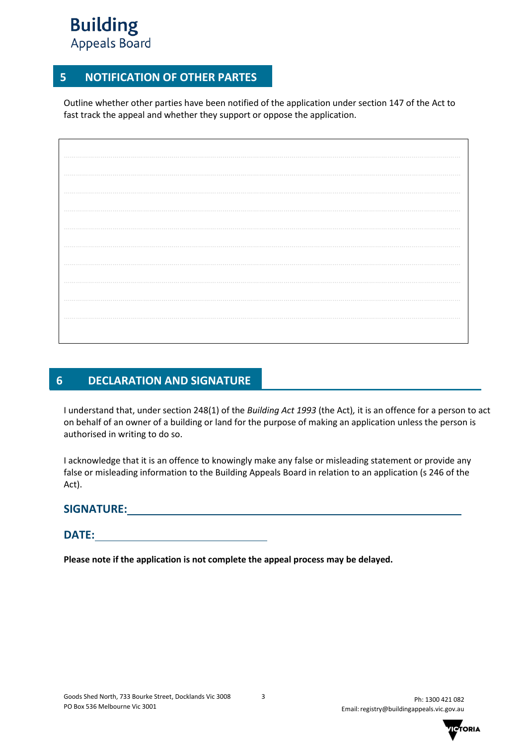## 5 NOTIFICATION OF OTHER PARTES

Outline whether other parties have been notified of the application under section 147 of the Act to fast track the appeal and whether they support or oppose the application.

## 6 DECLARATION AND SIGNATURE

I understand that, under section 248(1) of the *Building Act 1993* (the Act), it is an offence for a person to act on behalf of an owner of a building or land for the purpose of making an application unless the person is authorised in writing to do so.

I acknowledge that it is an offence to knowingly make any false or misleading statement or provide any false or misleading information to the Building Appeals Board in relation to an application (s 246 of the Act).

**SIGNATURE:** ______________________________

**DATE:** ____________________

**Please note if the application is not complete the appeal process may be delayed.**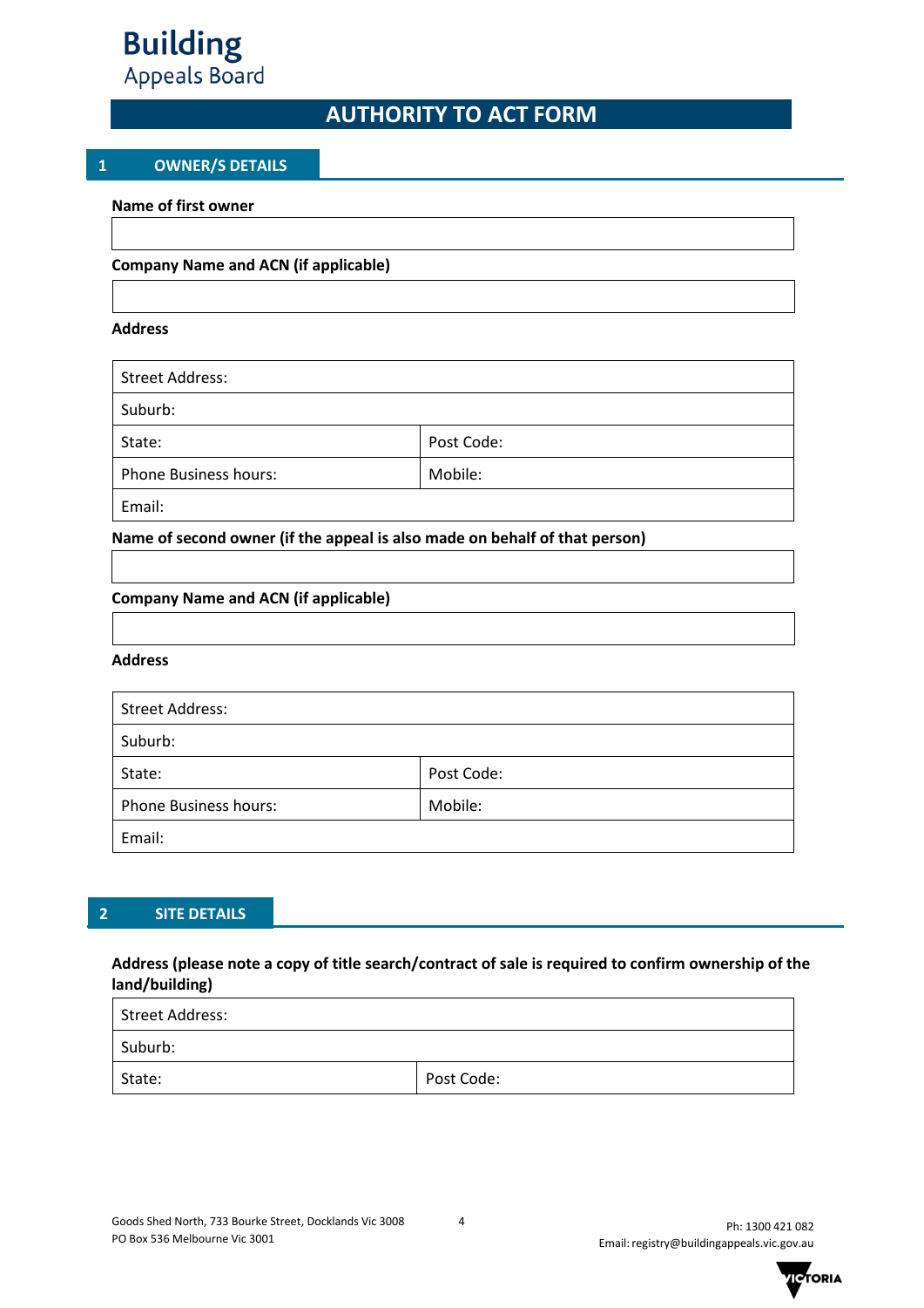Building
Appeals Board

# AUTHORITY TO ACT FORM

## 1 OWNER/S DETAILS

**Name of first owner**

**Company Name and ACN (if applicable)**

**Address**

| Street Address: | |
|---|---|
| Suburb: | |
| State: | Post Code: |
| Phone Business hours: | Mobile: |
| Email: | |

**Name of second owner (if the appeal is also made on behalf of that person)**

**Company Name and ACN (if applicable)**

**Address**

| Street Address: | |
|---|---|
| Suburb: | |
| State: | Post Code: |
| Phone Business hours: | Mobile: |
| Email: | |

## 2 SITE DETAILS

**Address (please note a copy of title search/contract of sale is required to confirm ownership of the land/building)**

| Street Address: | |
|---|---|
| Suburb: | |
| State: | Post Code: |

Goods Shed North, 733 Bourke Street, Docklands Vic 3008
PO Box 536 Melbourne Vic 3001

Ph: 1300 421 082
Email: registry@buildingappeals.vic.gov.au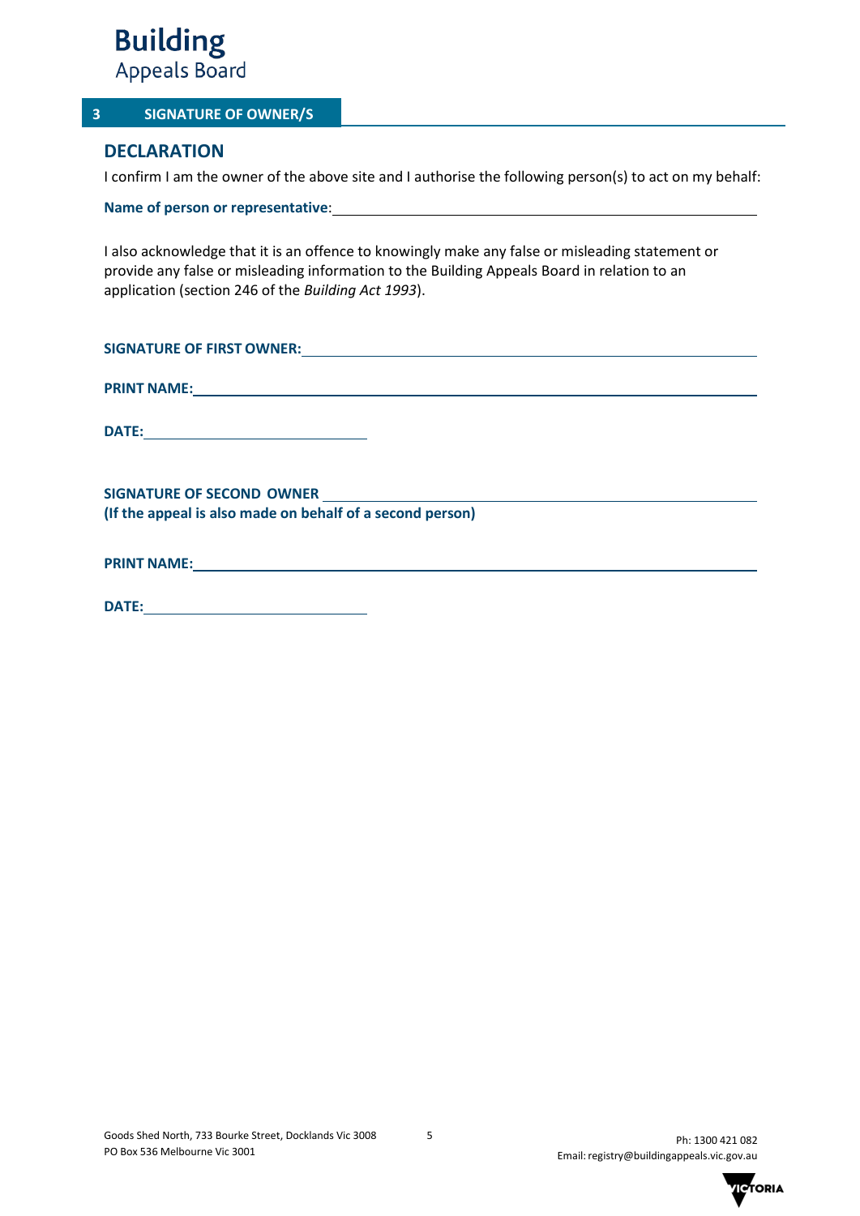## 3 SIGNATURE OF OWNER/S

### DECLARATION

I confirm I am the owner of the above site and I authorise the following person(s) to act on my behalf:

**Name of person or representative**: ______________________________

I also acknowledge that it is an offence to knowingly make any false or misleading statement or provide any false or misleading information to the Building Appeals Board in relation to an application (section 246 of the *Building Act 1993*).

**SIGNATURE OF FIRST OWNER:** ______________________________

**PRINT NAME:** ______________________________

**DATE:** ______________________________

**SIGNATURE OF SECOND OWNER** ______________________________
**(If the appeal is also made on behalf of a second person)**

**PRINT NAME:** ______________________________

**DATE:** ______________________________

Goods Shed North, 733 Bourke Street, Docklands Vic 3008
PO Box 536 Melbourne Vic 3001

Ph: 1300 421 082
Email: registry@buildingappeals.vic.gov.au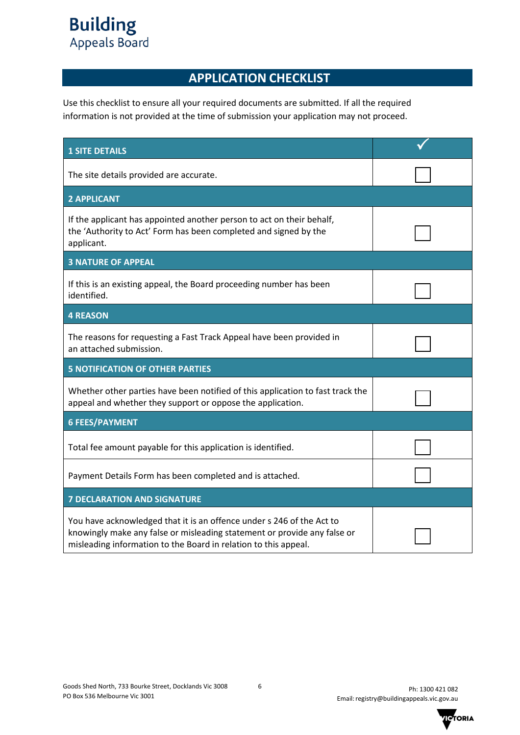Building
Appeals Board

## APPLICATION CHECKLIST

Use this checklist to ensure all your required documents are submitted. If all the required information is not provided at the time of submission your application may not proceed.

| **1 SITE DETAILS** | ✓ |
|---|---|
| The site details provided are accurate. | ☐ |
| **2 APPLICANT** | |
| If the applicant has appointed another person to act on their behalf, the 'Authority to Act' Form has been completed and signed by the applicant. | ☐ |
| **3 NATURE OF APPEAL** | |
| If this is an existing appeal, the Board proceeding number has been identified. | ☐ |
| **4 REASON** | |
| The reasons for requesting a Fast Track Appeal have been provided in an attached submission. | ☐ |
| **5 NOTIFICATION OF OTHER PARTIES** | |
| Whether other parties have been notified of this application to fast track the appeal and whether they support or oppose the application. | ☐ |
| **6 FEES/PAYMENT** | |
| Total fee amount payable for this application is identified. | ☐ |
| Payment Details Form has been completed and is attached. | ☐ |
| **7 DECLARATION AND SIGNATURE** | |
| You have acknowledged that it is an offence under s 246 of the Act to knowingly make any false or misleading statement or provide any false or misleading information to the Board in relation to this appeal. | ☐ |

Goods Shed North, 733 Bourke Street, Docklands Vic 3008
PO Box 536 Melbourne Vic 3001

Ph: 1300 421 082
Email: registry@buildingappeals.vic.gov.au